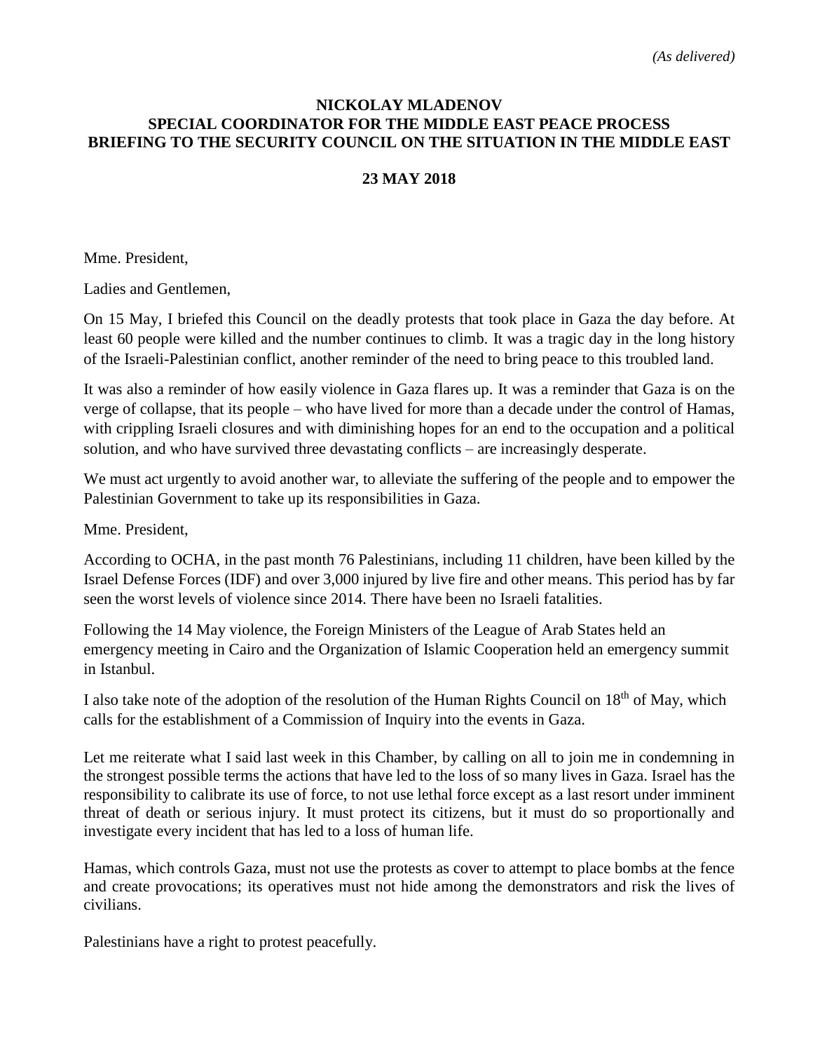*(As delivered)*

**NICKOLAY MLADENOV**
**SPECIAL COORDINATOR FOR THE MIDDLE EAST PEACE PROCESS**
**BRIEFING TO THE SECURITY COUNCIL ON THE SITUATION IN THE MIDDLE EAST**

**23 MAY 2018**

Mme. President,

Ladies and Gentlemen,

On 15 May, I briefed this Council on the deadly protests that took place in Gaza the day before. At least 60 people were killed and the number continues to climb. It was a tragic day in the long history of the Israeli-Palestinian conflict, another reminder of the need to bring peace to this troubled land.

It was also a reminder of how easily violence in Gaza flares up. It was a reminder that Gaza is on the verge of collapse, that its people – who have lived for more than a decade under the control of Hamas, with crippling Israeli closures and with diminishing hopes for an end to the occupation and a political solution, and who have survived three devastating conflicts – are increasingly desperate.

We must act urgently to avoid another war, to alleviate the suffering of the people and to empower the Palestinian Government to take up its responsibilities in Gaza.

Mme. President,

According to OCHA, in the past month 76 Palestinians, including 11 children, have been killed by the Israel Defense Forces (IDF) and over 3,000 injured by live fire and other means. This period has by far seen the worst levels of violence since 2014. There have been no Israeli fatalities.

Following the 14 May violence, the Foreign Ministers of the League of Arab States held an emergency meeting in Cairo and the Organization of Islamic Cooperation held an emergency summit in Istanbul.

I also take note of the adoption of the resolution of the Human Rights Council on 18th of May, which calls for the establishment of a Commission of Inquiry into the events in Gaza.

Let me reiterate what I said last week in this Chamber, by calling on all to join me in condemning in the strongest possible terms the actions that have led to the loss of so many lives in Gaza. Israel has the responsibility to calibrate its use of force, to not use lethal force except as a last resort under imminent threat of death or serious injury. It must protect its citizens, but it must do so proportionally and investigate every incident that has led to a loss of human life.

Hamas, which controls Gaza, must not use the protests as cover to attempt to place bombs at the fence and create provocations; its operatives must not hide among the demonstrators and risk the lives of civilians.

Palestinians have a right to protest peacefully.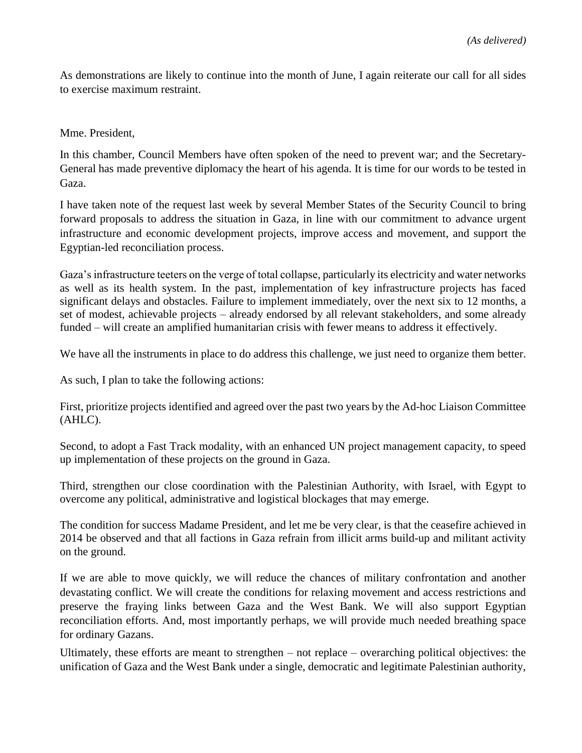*(As delivered)*

As demonstrations are likely to continue into the month of June, I again reiterate our call for all sides to exercise maximum restraint.

Mme. President,

In this chamber, Council Members have often spoken of the need to prevent war; and the Secretary-General has made preventive diplomacy the heart of his agenda. It is time for our words to be tested in Gaza.

I have taken note of the request last week by several Member States of the Security Council to bring forward proposals to address the situation in Gaza, in line with our commitment to advance urgent infrastructure and economic development projects, improve access and movement, and support the Egyptian-led reconciliation process.

Gaza's infrastructure teeters on the verge of total collapse, particularly its electricity and water networks as well as its health system. In the past, implementation of key infrastructure projects has faced significant delays and obstacles. Failure to implement immediately, over the next six to 12 months, a set of modest, achievable projects – already endorsed by all relevant stakeholders, and some already funded – will create an amplified humanitarian crisis with fewer means to address it effectively.

We have all the instruments in place to do address this challenge, we just need to organize them better.

As such, I plan to take the following actions:

First, prioritize projects identified and agreed over the past two years by the Ad-hoc Liaison Committee (AHLC).

Second, to adopt a Fast Track modality, with an enhanced UN project management capacity, to speed up implementation of these projects on the ground in Gaza.

Third, strengthen our close coordination with the Palestinian Authority, with Israel, with Egypt to overcome any political, administrative and logistical blockages that may emerge.

The condition for success Madame President, and let me be very clear, is that the ceasefire achieved in 2014 be observed and that all factions in Gaza refrain from illicit arms build-up and militant activity on the ground.

If we are able to move quickly, we will reduce the chances of military confrontation and another devastating conflict. We will create the conditions for relaxing movement and access restrictions and preserve the fraying links between Gaza and the West Bank. We will also support Egyptian reconciliation efforts. And, most importantly perhaps, we will provide much needed breathing space for ordinary Gazans.

Ultimately, these efforts are meant to strengthen – not replace – overarching political objectives: the unification of Gaza and the West Bank under a single, democratic and legitimate Palestinian authority,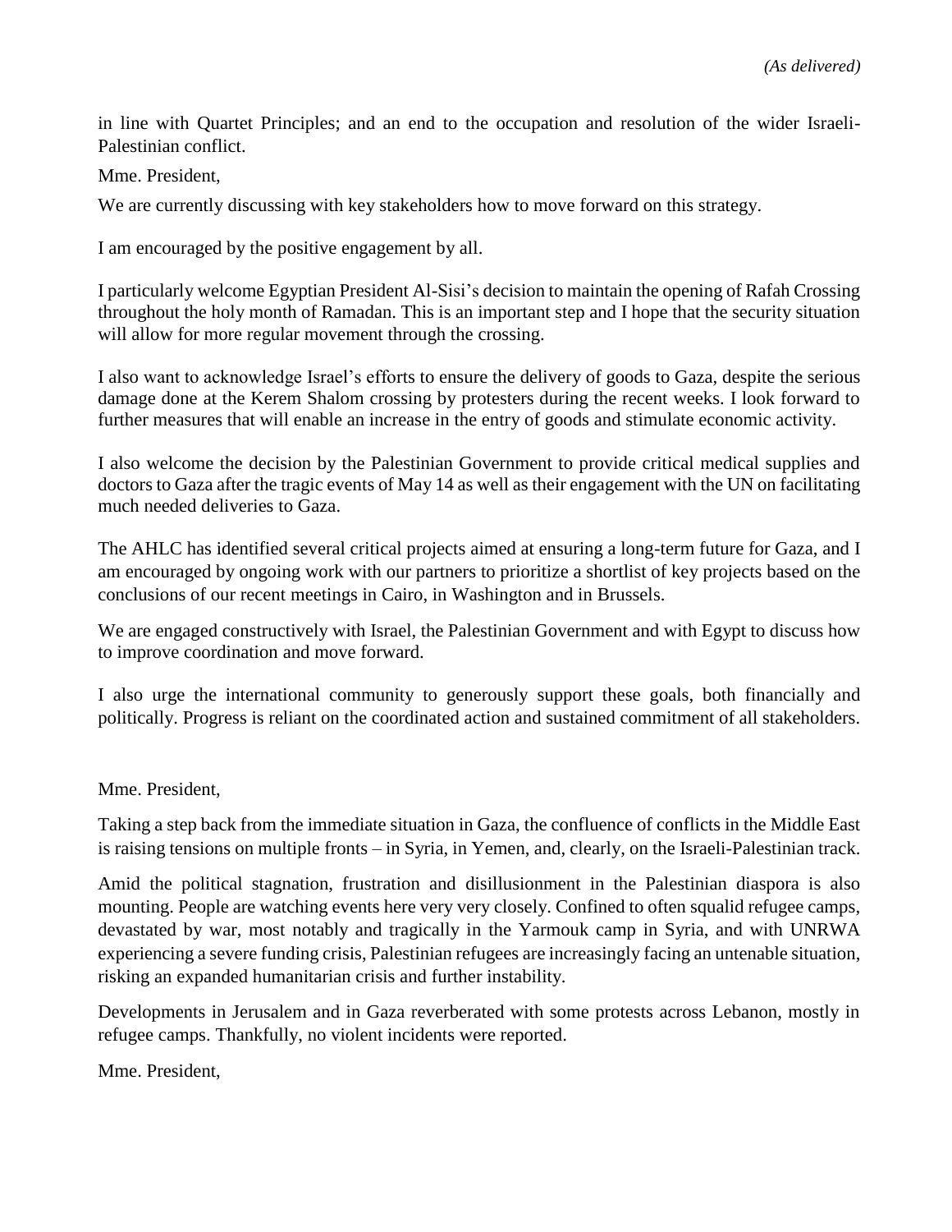*(As delivered)*

in line with Quartet Principles; and an end to the occupation and resolution of the wider Israeli-Palestinian conflict.

Mme. President,

We are currently discussing with key stakeholders how to move forward on this strategy.

I am encouraged by the positive engagement by all.

I particularly welcome Egyptian President Al-Sisi's decision to maintain the opening of Rafah Crossing throughout the holy month of Ramadan. This is an important step and I hope that the security situation will allow for more regular movement through the crossing.

I also want to acknowledge Israel's efforts to ensure the delivery of goods to Gaza, despite the serious damage done at the Kerem Shalom crossing by protesters during the recent weeks. I look forward to further measures that will enable an increase in the entry of goods and stimulate economic activity.

I also welcome the decision by the Palestinian Government to provide critical medical supplies and doctors to Gaza after the tragic events of May 14 as well as their engagement with the UN on facilitating much needed deliveries to Gaza.

The AHLC has identified several critical projects aimed at ensuring a long-term future for Gaza, and I am encouraged by ongoing work with our partners to prioritize a shortlist of key projects based on the conclusions of our recent meetings in Cairo, in Washington and in Brussels.

We are engaged constructively with Israel, the Palestinian Government and with Egypt to discuss how to improve coordination and move forward.

I also urge the international community to generously support these goals, both financially and politically. Progress is reliant on the coordinated action and sustained commitment of all stakeholders.

Mme. President,

Taking a step back from the immediate situation in Gaza, the confluence of conflicts in the Middle East is raising tensions on multiple fronts – in Syria, in Yemen, and, clearly, on the Israeli-Palestinian track.

Amid the political stagnation, frustration and disillusionment in the Palestinian diaspora is also mounting. People are watching events here very very closely. Confined to often squalid refugee camps, devastated by war, most notably and tragically in the Yarmouk camp in Syria, and with UNRWA experiencing a severe funding crisis, Palestinian refugees are increasingly facing an untenable situation, risking an expanded humanitarian crisis and further instability.

Developments in Jerusalem and in Gaza reverberated with some protests across Lebanon, mostly in refugee camps. Thankfully, no violent incidents were reported.

Mme. President,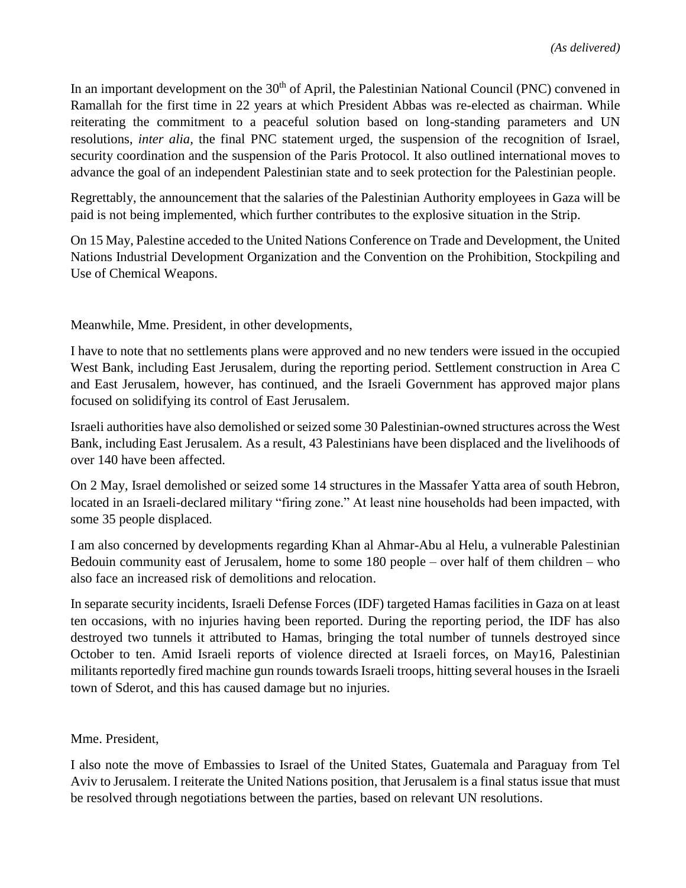*(As delivered)*

In an important development on the 30th of April, the Palestinian National Council (PNC) convened in Ramallah for the first time in 22 years at which President Abbas was re-elected as chairman. While reiterating the commitment to a peaceful solution based on long-standing parameters and UN resolutions, *inter alia,* the final PNC statement urged, the suspension of the recognition of Israel, security coordination and the suspension of the Paris Protocol. It also outlined international moves to advance the goal of an independent Palestinian state and to seek protection for the Palestinian people.

Regrettably, the announcement that the salaries of the Palestinian Authority employees in Gaza will be paid is not being implemented, which further contributes to the explosive situation in the Strip.

On 15 May, Palestine acceded to the United Nations Conference on Trade and Development, the United Nations Industrial Development Organization and the Convention on the Prohibition, Stockpiling and Use of Chemical Weapons.

Meanwhile, Mme. President, in other developments,

I have to note that no settlements plans were approved and no new tenders were issued in the occupied West Bank, including East Jerusalem, during the reporting period. Settlement construction in Area C and East Jerusalem, however, has continued, and the Israeli Government has approved major plans focused on solidifying its control of East Jerusalem.

Israeli authorities have also demolished or seized some 30 Palestinian-owned structures across the West Bank, including East Jerusalem. As a result, 43 Palestinians have been displaced and the livelihoods of over 140 have been affected.

On 2 May, Israel demolished or seized some 14 structures in the Massafer Yatta area of south Hebron, located in an Israeli-declared military "firing zone." At least nine households had been impacted, with some 35 people displaced.

I am also concerned by developments regarding Khan al Ahmar-Abu al Helu, a vulnerable Palestinian Bedouin community east of Jerusalem, home to some 180 people – over half of them children – who also face an increased risk of demolitions and relocation.

In separate security incidents, Israeli Defense Forces (IDF) targeted Hamas facilities in Gaza on at least ten occasions, with no injuries having been reported. During the reporting period, the IDF has also destroyed two tunnels it attributed to Hamas, bringing the total number of tunnels destroyed since October to ten. Amid Israeli reports of violence directed at Israeli forces, on May16, Palestinian militants reportedly fired machine gun rounds towards Israeli troops, hitting several houses in the Israeli town of Sderot, and this has caused damage but no injuries.

Mme. President,

I also note the move of Embassies to Israel of the United States, Guatemala and Paraguay from Tel Aviv to Jerusalem. I reiterate the United Nations position, that Jerusalem is a final status issue that must be resolved through negotiations between the parties, based on relevant UN resolutions.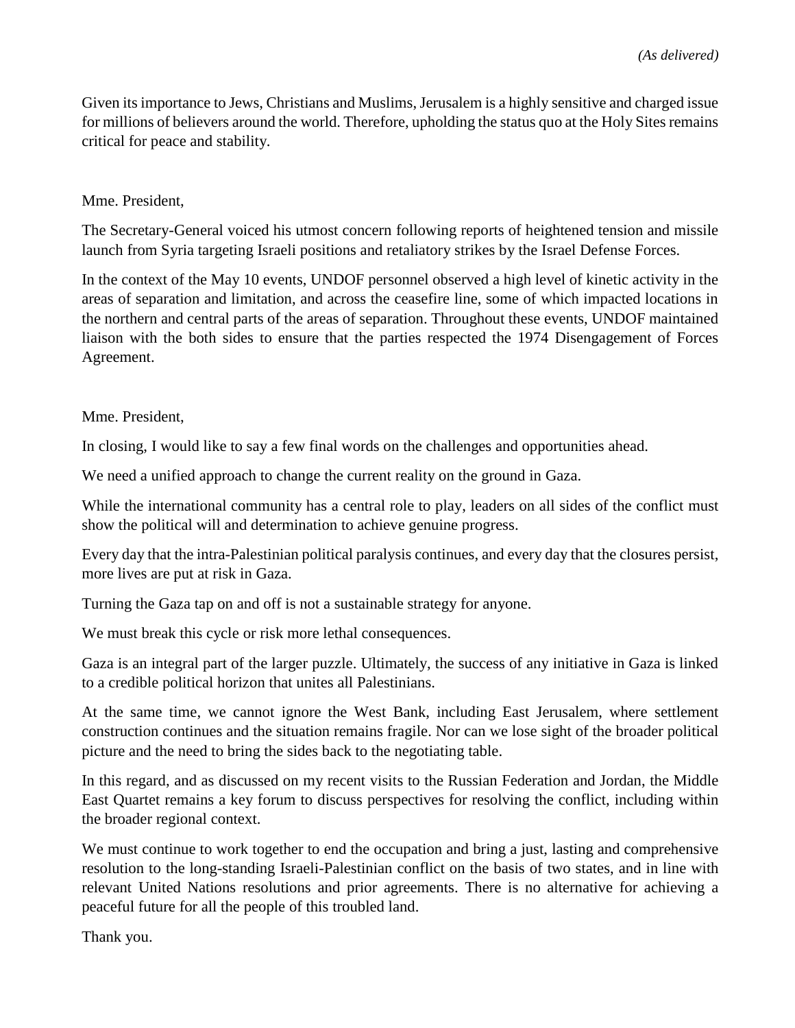*(As delivered)*

Given its importance to Jews, Christians and Muslims, Jerusalem is a highly sensitive and charged issue for millions of believers around the world. Therefore, upholding the status quo at the Holy Sites remains critical for peace and stability.

Mme. President,

The Secretary-General voiced his utmost concern following reports of heightened tension and missile launch from Syria targeting Israeli positions and retaliatory strikes by the Israel Defense Forces.

In the context of the May 10 events, UNDOF personnel observed a high level of kinetic activity in the areas of separation and limitation, and across the ceasefire line, some of which impacted locations in the northern and central parts of the areas of separation. Throughout these events, UNDOF maintained liaison with the both sides to ensure that the parties respected the 1974 Disengagement of Forces Agreement.

Mme. President,

In closing, I would like to say a few final words on the challenges and opportunities ahead.

We need a unified approach to change the current reality on the ground in Gaza.

While the international community has a central role to play, leaders on all sides of the conflict must show the political will and determination to achieve genuine progress.

Every day that the intra-Palestinian political paralysis continues, and every day that the closures persist, more lives are put at risk in Gaza.

Turning the Gaza tap on and off is not a sustainable strategy for anyone.

We must break this cycle or risk more lethal consequences.

Gaza is an integral part of the larger puzzle. Ultimately, the success of any initiative in Gaza is linked to a credible political horizon that unites all Palestinians.

At the same time, we cannot ignore the West Bank, including East Jerusalem, where settlement construction continues and the situation remains fragile. Nor can we lose sight of the broader political picture and the need to bring the sides back to the negotiating table.

In this regard, and as discussed on my recent visits to the Russian Federation and Jordan, the Middle East Quartet remains a key forum to discuss perspectives for resolving the conflict, including within the broader regional context.

We must continue to work together to end the occupation and bring a just, lasting and comprehensive resolution to the long-standing Israeli-Palestinian conflict on the basis of two states, and in line with relevant United Nations resolutions and prior agreements. There is no alternative for achieving a peaceful future for all the people of this troubled land.

Thank you.